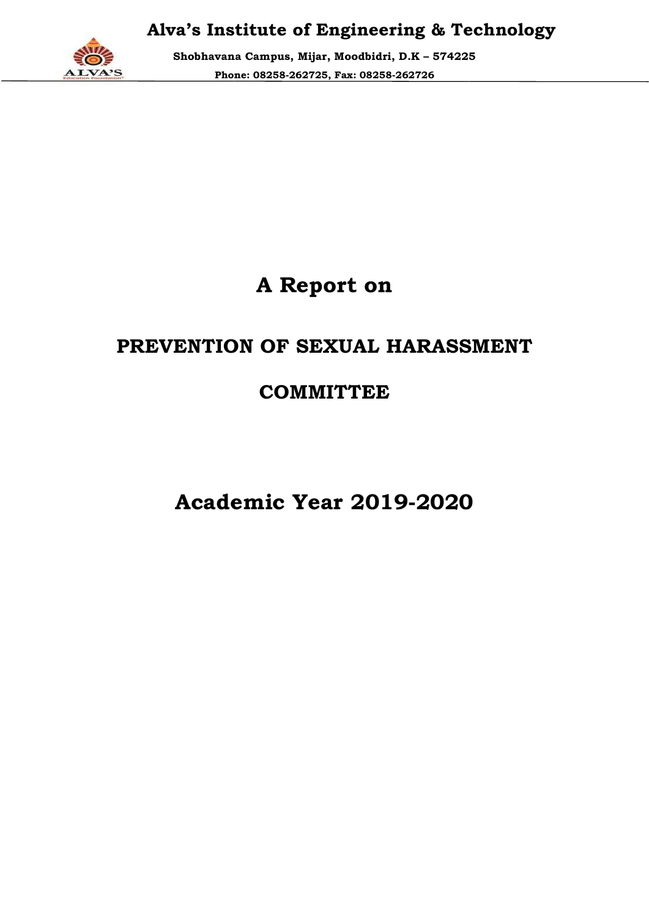# Alva's Institute of Engineering & Technology

**Shobhavana Campus, Mijar, Moodbidri, D.K – 574225**

**Phone: 08258-262725, Fax: 08258-262726**

# A Report on

## PREVENTION OF SEXUAL HARASSMENT COMMITTEE

# Academic Year 2019-2020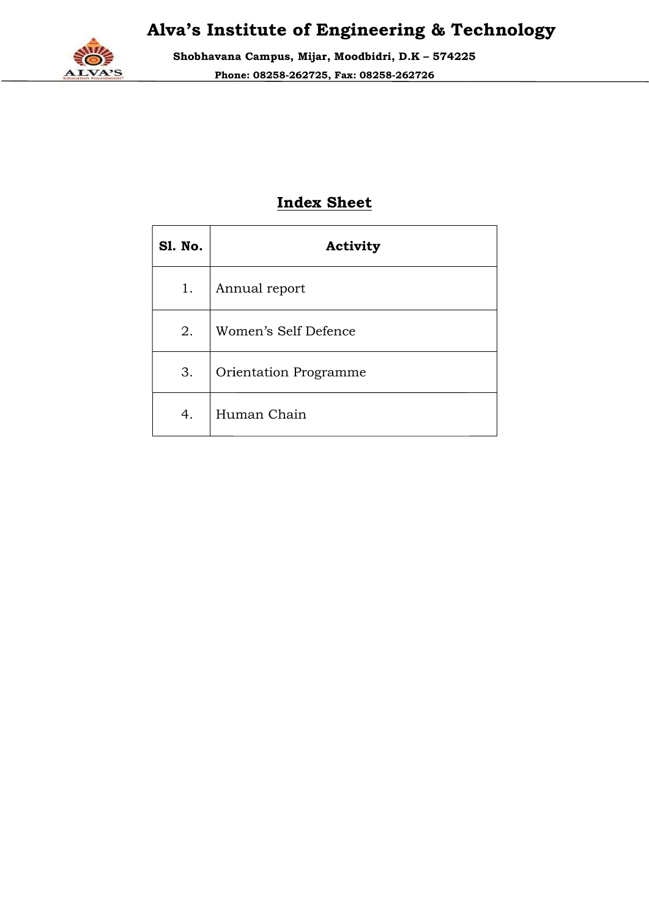# Alva's Institute of Engineering & Technology

**Shobhavana Campus, Mijar, Moodbidri, D.K – 574225**

**Phone: 08258-262725, Fax: 08258-262726**

## Index Sheet

| Sl. No. | Activity |
|---|---|
| 1. | Annual report |
| 2. | Women's Self Defence |
| 3. | Orientation Programme |
| 4. | Human Chain |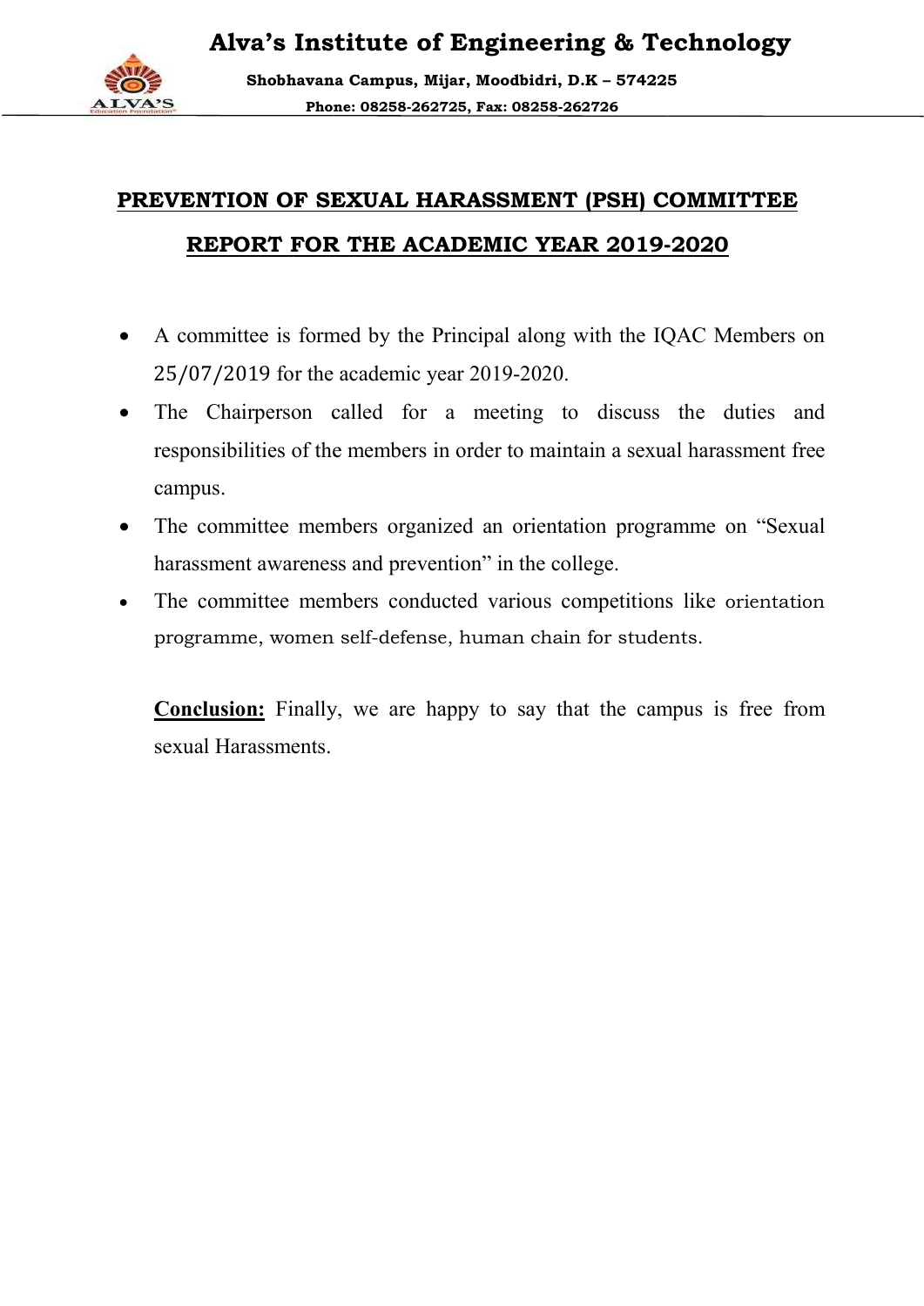# Alva's Institute of Engineering & Technology

**Shobhavana Campus, Mijar, Moodbidri, D.K – 574225**

**Phone: 08258-262725, Fax: 08258-262726**

## PREVENTION OF SEXUAL HARASSMENT (PSH) COMMITTEE REPORT FOR THE ACADEMIC YEAR 2019-2020

- A committee is formed by the Principal along with the IQAC Members on 25/07/2019 for the academic year 2019-2020.
- The Chairperson called for a meeting to discuss the duties and responsibilities of the members in order to maintain a sexual harassment free campus.
- The committee members organized an orientation programme on "Sexual harassment awareness and prevention" in the college.
- The committee members conducted various competitions like orientation programme, women self-defense, human chain for students.

**Conclusion:** Finally, we are happy to say that the campus is free from sexual Harassments.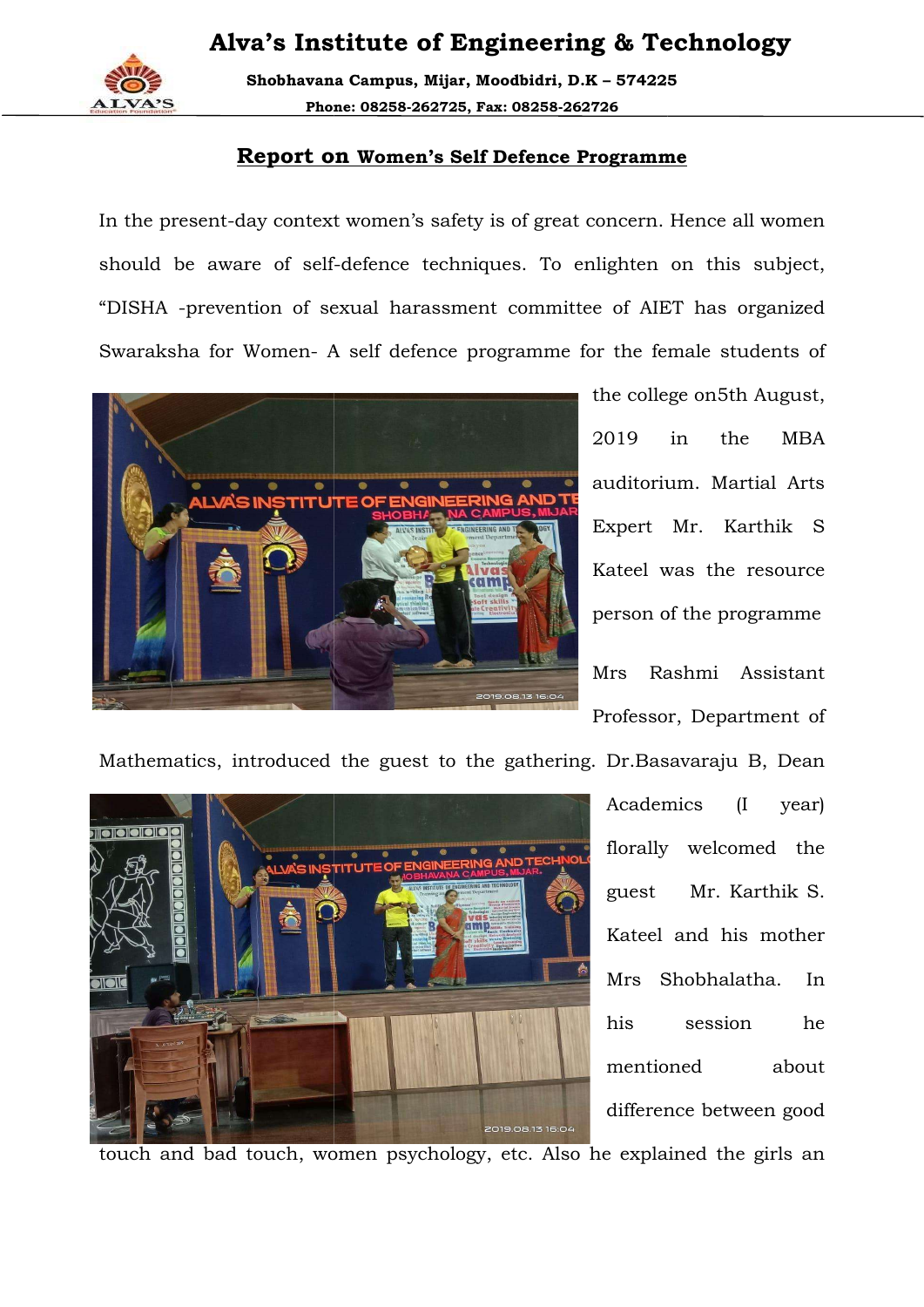# Alva's Institute of Engineering & Technology

**Shobhavana Campus, Mijar, Moodbidri, D.K – 574225**

**Phone: 08258-262725, Fax: 08258-262726**

## Report on Women's Self Defence Programme

In the present-day context women's safety is of great concern. Hence all women should be aware of self-defence techniques. To enlighten on this subject, "DISHA -prevention of sexual harassment committee of AIET has organized Swaraksha for Women- A self defence programme for the female students of the college on5th August, 2019 in the MBA auditorium. Martial Arts Expert Mr. Karthik S Kateel was the resource person of the programme

Mrs Rashmi Assistant Professor, Department of Mathematics, introduced the guest to the gathering. Dr.Basavaraju B, Dean Academics (I year) florally welcomed the guest Mr. Karthik S. Kateel and his mother Mrs Shobhalatha. In his session he mentioned about difference between good touch and bad touch, women psychology, etc. Also he explained the girls an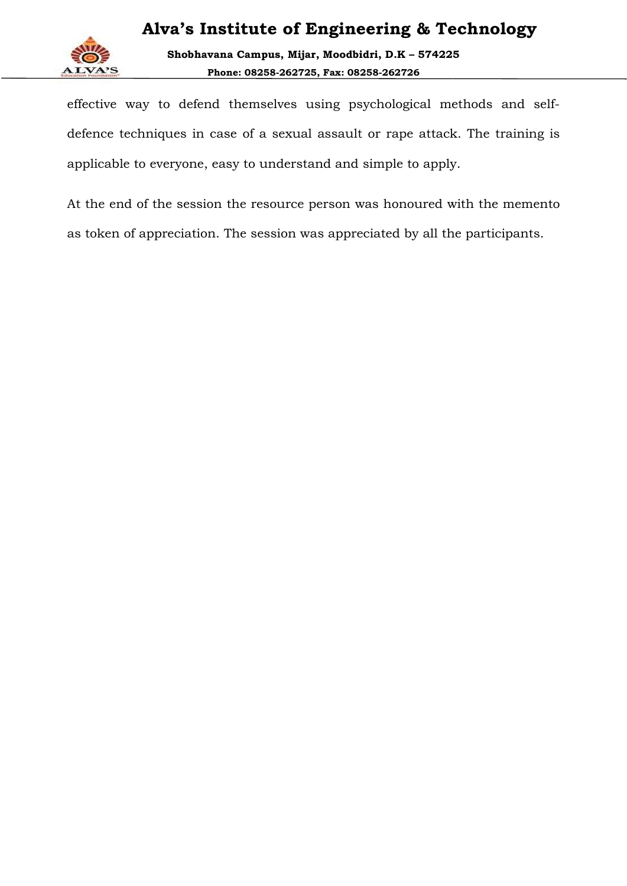effective way to defend themselves using psychological methods and self-defence techniques in case of a sexual assault or rape attack. The training is applicable to everyone, easy to understand and simple to apply.

At the end of the session the resource person was honoured with the memento as token of appreciation. The session was appreciated by all the participants.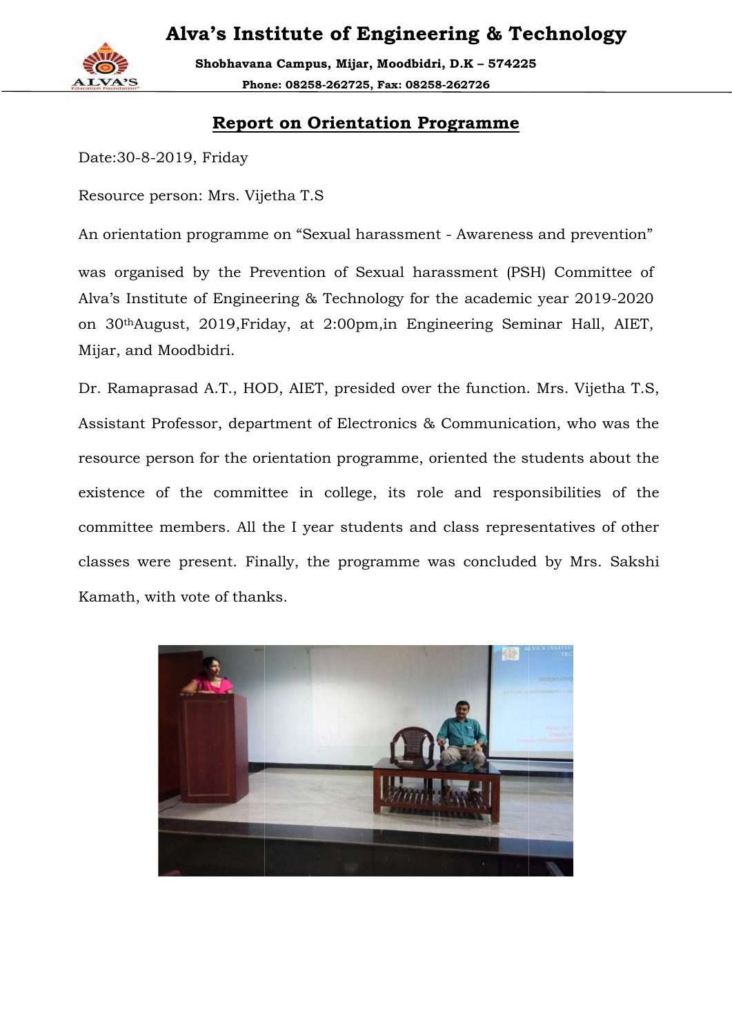# Alva's Institute of Engineering & Technology

**Shobhavana Campus, Mijar, Moodbidri, D.K – 574225**

**Phone: 08258-262725, Fax: 08258-262726**

## Report on Orientation Programme

Date:30-8-2019, Friday

Resource person: Mrs. Vijetha T.S

An orientation programme on "Sexual harassment - Awareness and prevention"

was organised by the Prevention of Sexual harassment (PSH) Committee of Alva's Institute of Engineering & Technology for the academic year 2019-2020 on 30th August, 2019,Friday, at 2:00pm,in Engineering Seminar Hall, AIET, Mijar, and Moodbidri.

Dr. Ramaprasad A.T., HOD, AIET, presided over the function. Mrs. Vijetha T.S, Assistant Professor, department of Electronics & Communication, who was the resource person for the orientation programme, oriented the students about the existence of the committee in college, its role and responsibilities of the committee members. All the I year students and class representatives of other classes were present. Finally, the programme was concluded by Mrs. Sakshi Kamath, with vote of thanks.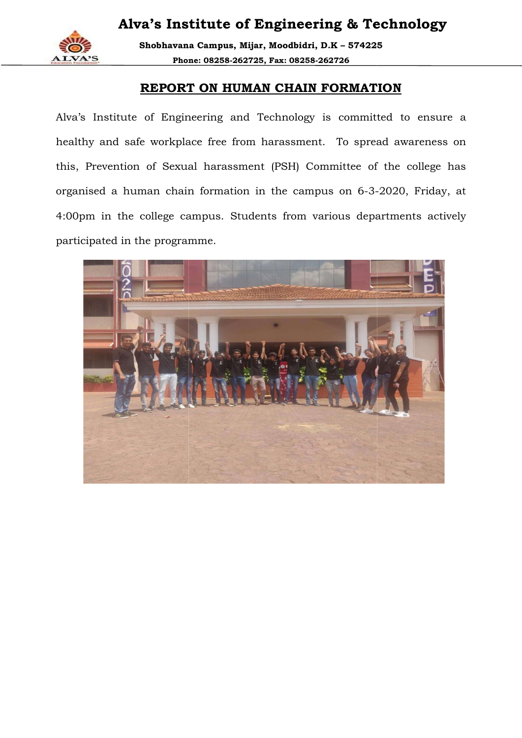# Alva's Institute of Engineering & Technology

**Shobhavana Campus, Mijar, Moodbidri, D.K – 574225**

**Phone: 08258-262725, Fax: 08258-262726**

## REPORT ON HUMAN CHAIN FORMATION

Alva's Institute of Engineering and Technology is committed to ensure a healthy and safe workplace free from harassment. To spread awareness on this, Prevention of Sexual harassment (PSH) Committee of the college has organised a human chain formation in the campus on 6-3-2020, Friday, at 4:00pm in the college campus. Students from various departments actively participated in the programme.